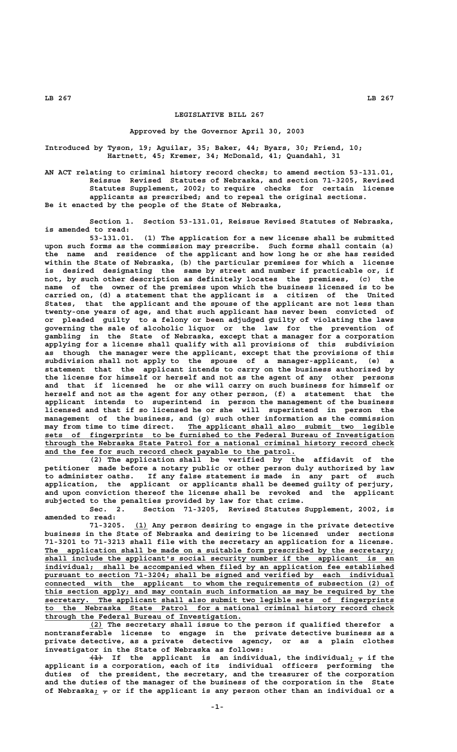# LEGISLATIVE BILL 267

Approved by the Governor April 30, 2003

Introduced by Tyson, 19; Aguilar, 35; Baker, 44; Byars, 30; Friend, 10; Hartnett, 45; Kremer, 34; McDonald, 41; Quandahl, 31

AN ACT relating to criminal history record checks; to amend section 53-131.01, Reissue Revised Statutes of Nebraska, and section 71-3205, Revised Statutes Supplement, 2002; to require checks for certain license applicants as prescribed; and to repeal the original sections.

Be it enacted by the people of the State of Nebraska,

Section 1. Section 53-131.01, Reissue Revised Statutes of Nebraska, is amended to read:

53-131.01. (1) The application for a new license shall be submitted upon such forms as the commission may prescribe. Such forms shall contain (a) the name and residence of the applicant and how long he or she has resided within the State of Nebraska, (b) the particular premises for which a license is desired designating the same by street and number if practicable or, if not, by such other description as definitely locates the premises, (c) the name of the owner of the premises upon which the business licensed is to be carried on, (d) a statement that the applicant is a citizen of the United States, that the applicant and the spouse of the applicant are not less than twenty-one years of age, and that such applicant has never been convicted of or pleaded guilty to a felony or been adjudged guilty of violating the laws governing the sale of alcoholic liquor or the law for the prevention of gambling in the State of Nebraska, except that a manager for a corporation applying for a license shall qualify with all provisions of this subdivision as though the manager were the applicant, except that the provisions of this subdivision shall not apply to the spouse of a manager-applicant, (e) a statement that the applicant intends to carry on the business authorized by the license for himself or herself and not as the agent of any other persons and that if licensed he or she will carry on such business for himself or herself and not as the agent for any other person, (f) a statement that the applicant intends to superintend in person the management of the business licensed and that if so licensed he or she will superintend in person the management of the business, and (g) such other information as the commission may from time to time direct. The applicant shall also submit two legible sets of fingerprints to be furnished to the Federal Bureau of Investigation through the Nebraska State Patrol for a national criminal history record check and the fee for such record check payable to the patrol.

(2) The application shall be verified by the affidavit of the petitioner made before a notary public or other person duly authorized by law to administer oaths. If any false statement is made in any part of such application, the applicant or applicants shall be deemed guilty of perjury, and upon conviction thereof the license shall be revoked and the applicant subjected to the penalties provided by law for that crime.

Sec. 2. Section 71-3205, Revised Statutes Supplement, 2002, is amended to read:

71-3205. (1) Any person desiring to engage in the private detective business in the State of Nebraska and desiring to be licensed under sections 71-3201 to 71-3213 shall file with the secretary an application for a license. The application shall be made on a suitable form prescribed by the secretary; shall include the applicant's social security number if the applicant is an individual; shall be accompanied when filed by an application fee established pursuant to section 71-3204; shall be signed and verified by each individual connected with the applicant to whom the requirements of subsection (2) of this section apply; and may contain such information as may be required by the secretary. The applicant shall also submit two legible sets of fingerprints to the Nebraska State Patrol for a national criminal history record check through the Federal Bureau of Investigation.

(2) The secretary shall issue to the person if qualified therefor a nontransferable license to engage in the private detective business as a private detective, as a private detective agency, or as a plain clothes investigator in the State of Nebraska as follows:

~~(1)~~ If the applicant is an individual, the individual; ~~,~~ if the applicant is a corporation, each of its individual officers performing the duties of the president, the secretary, and the treasurer of the corporation and the duties of the manager of the business of the corporation in the State of Nebraska; ~~,~~ or if the applicant is any person other than an individual or a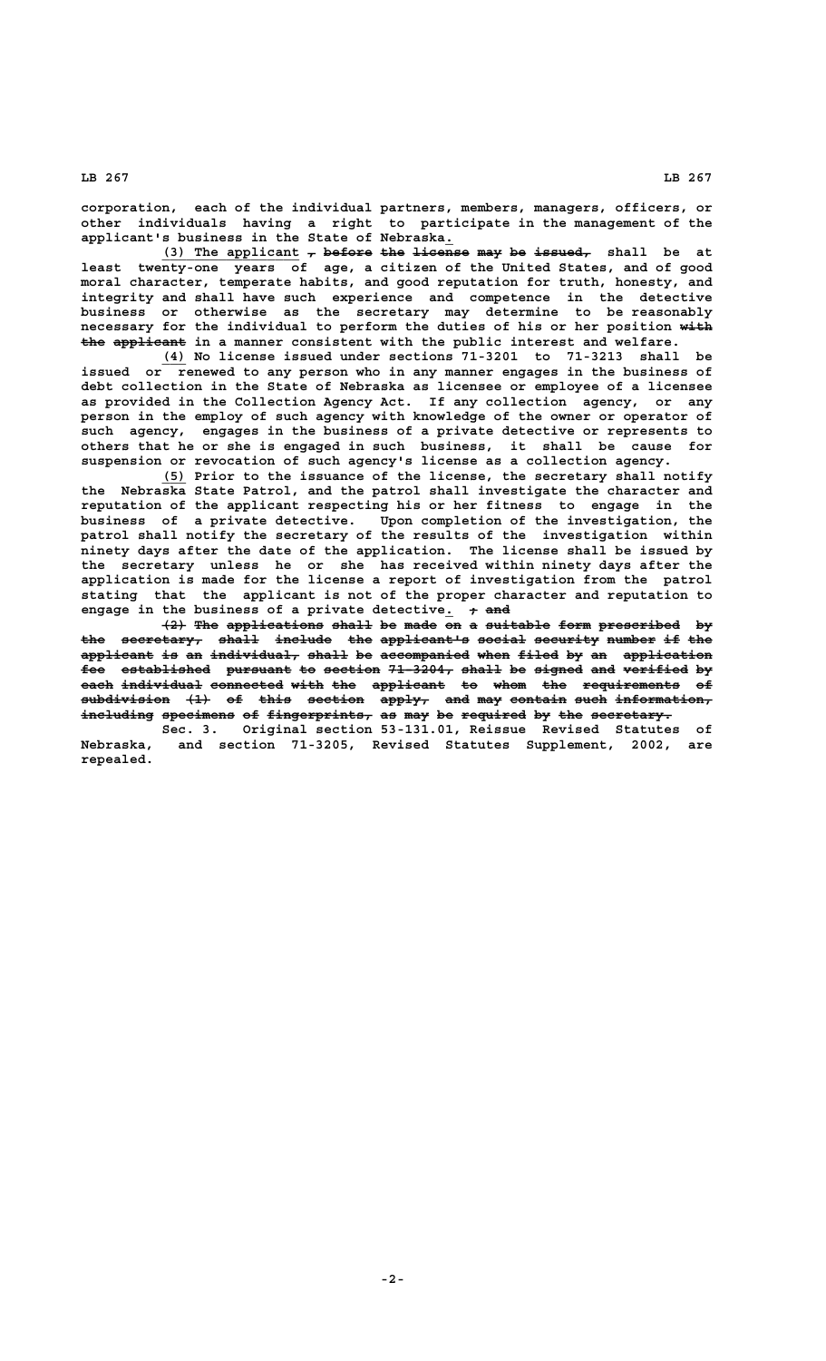corporation, each of the individual partners, members, managers, officers, or other individuals having a right to participate in the management of the applicant's business in the State of Nebraska.

(3) The applicant ~~, before the license may be issued,~~ shall be at least twenty-one years of age, a citizen of the United States, and of good moral character, temperate habits, and good reputation for truth, honesty, and integrity and shall have such experience and competence in the detective business or otherwise as the secretary may determine to be reasonably necessary for the individual to perform the duties of his or her position ~~with the applicant~~ in a manner consistent with the public interest and welfare.

(4) No license issued under sections 71-3201 to 71-3213 shall be issued or renewed to any person who in any manner engages in the business of debt collection in the State of Nebraska as licensee or employee of a licensee as provided in the Collection Agency Act. If any collection agency, or any person in the employ of such agency with knowledge of the owner or operator of such agency, engages in the business of a private detective or represents to others that he or she is engaged in such business, it shall be cause for suspension or revocation of such agency's license as a collection agency.

(5) Prior to the issuance of the license, the secretary shall notify the Nebraska State Patrol, and the patrol shall investigate the character and reputation of the applicant respecting his or her fitness to engage in the business of a private detective. Upon completion of the investigation, the patrol shall notify the secretary of the results of the investigation within ninety days after the date of the application. The license shall be issued by the secretary unless he or she has received within ninety days after the application is made for the license a report of investigation from the patrol stating that the applicant is not of the proper character and reputation to engage in the business of a private detective. ~~; and~~

~~(2) The applications shall be made on a suitable form prescribed by the secretary, shall include the applicant's social security number if the applicant is an individual, shall be accompanied when filed by an application fee established pursuant to section 71-3204, shall be signed and verified by each individual connected with the applicant to whom the requirements of subdivision (1) of this section apply, and may contain such information, including specimens of fingerprints, as may be required by the secretary.~~

Sec. 3. Original section 53-131.01, Reissue Revised Statutes of Nebraska, and section 71-3205, Revised Statutes Supplement, 2002, are repealed.